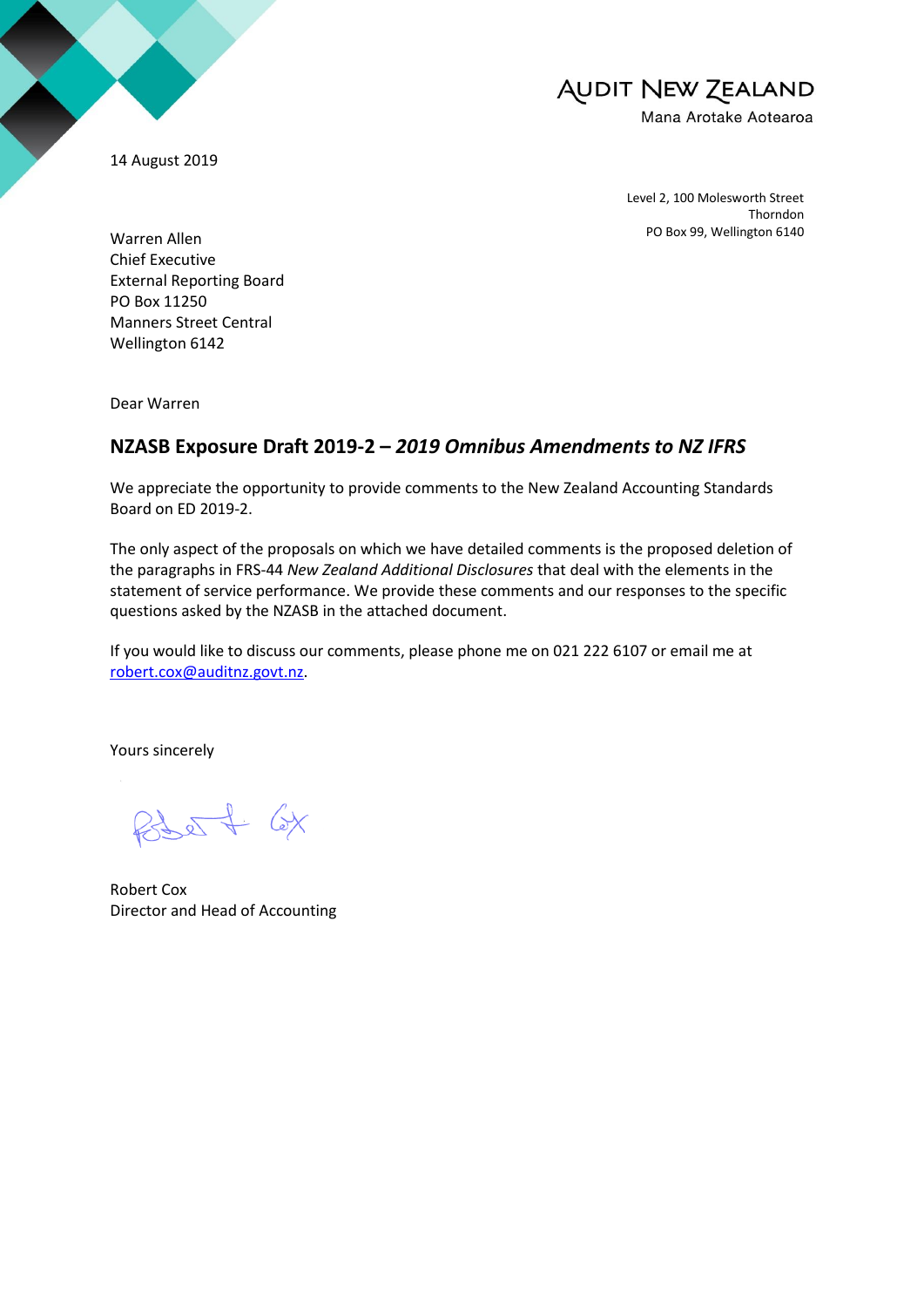AUDIT NEW ZEALAND
Mana Arotake Aotearoa

14 August 2019

Level 2, 100 Molesworth Street
Thorndon
PO Box 99, Wellington 6140

Warren Allen
Chief Executive
External Reporting Board
PO Box 11250
Manners Street Central
Wellington 6142

Dear Warren

## NZASB Exposure Draft 2019-2 – *2019 Omnibus Amendments to NZ IFRS*

We appreciate the opportunity to provide comments to the New Zealand Accounting Standards Board on ED 2019-2.

The only aspect of the proposals on which we have detailed comments is the proposed deletion of the paragraphs in FRS-44 *New Zealand Additional Disclosures* that deal with the elements in the statement of service performance. We provide these comments and our responses to the specific questions asked by the NZASB in the attached document.

If you would like to discuss our comments, please phone me on 021 222 6107 or email me at robert.cox@auditnz.govt.nz.

Yours sincerely

Robert Cox
Director and Head of Accounting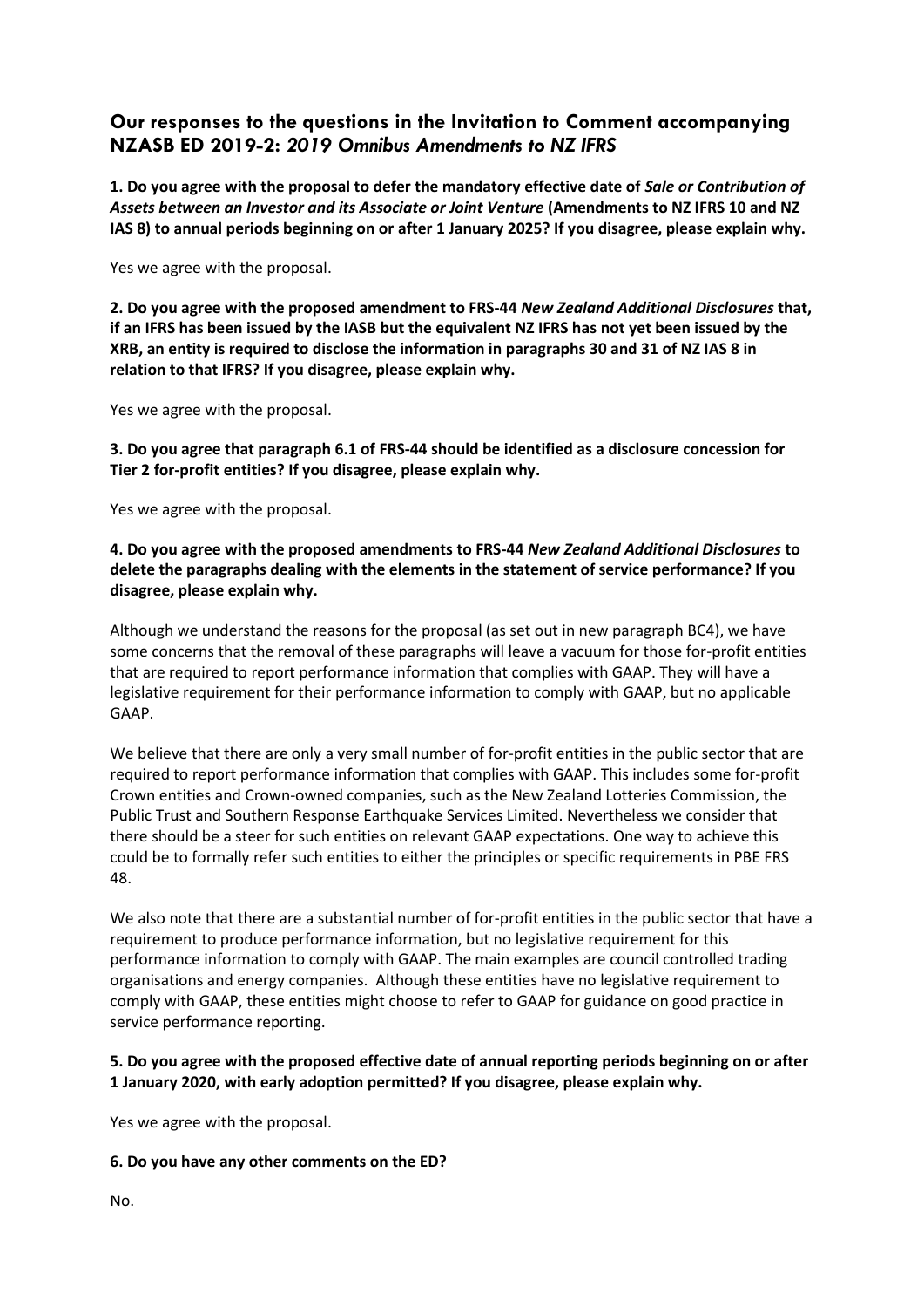## Our responses to the questions in the Invitation to Comment accompanying NZASB ED 2019-2: *2019 Omnibus Amendments to NZ IFRS*

**1. Do you agree with the proposal to defer the mandatory effective date of *Sale or Contribution of Assets between an Investor and its Associate or Joint Venture* (Amendments to NZ IFRS 10 and NZ IAS 8) to annual periods beginning on or after 1 January 2025? If you disagree, please explain why.**

Yes we agree with the proposal.

**2. Do you agree with the proposed amendment to FRS-44 *New Zealand Additional Disclosures* that, if an IFRS has been issued by the IASB but the equivalent NZ IFRS has not yet been issued by the XRB, an entity is required to disclose the information in paragraphs 30 and 31 of NZ IAS 8 in relation to that IFRS? If you disagree, please explain why.**

Yes we agree with the proposal.

**3. Do you agree that paragraph 6.1 of FRS-44 should be identified as a disclosure concession for Tier 2 for-profit entities? If you disagree, please explain why.**

Yes we agree with the proposal.

**4. Do you agree with the proposed amendments to FRS-44 *New Zealand Additional Disclosures* to delete the paragraphs dealing with the elements in the statement of service performance? If you disagree, please explain why.**

Although we understand the reasons for the proposal (as set out in new paragraph BC4), we have some concerns that the removal of these paragraphs will leave a vacuum for those for-profit entities that are required to report performance information that complies with GAAP. They will have a legislative requirement for their performance information to comply with GAAP, but no applicable GAAP.

We believe that there are only a very small number of for-profit entities in the public sector that are required to report performance information that complies with GAAP. This includes some for-profit Crown entities and Crown-owned companies, such as the New Zealand Lotteries Commission, the Public Trust and Southern Response Earthquake Services Limited. Nevertheless we consider that there should be a steer for such entities on relevant GAAP expectations. One way to achieve this could be to formally refer such entities to either the principles or specific requirements in PBE FRS 48.

We also note that there are a substantial number of for-profit entities in the public sector that have a requirement to produce performance information, but no legislative requirement for this performance information to comply with GAAP. The main examples are council controlled trading organisations and energy companies. Although these entities have no legislative requirement to comply with GAAP, these entities might choose to refer to GAAP for guidance on good practice in service performance reporting.

**5. Do you agree with the proposed effective date of annual reporting periods beginning on or after 1 January 2020, with early adoption permitted? If you disagree, please explain why.**

Yes we agree with the proposal.

**6. Do you have any other comments on the ED?**

No.